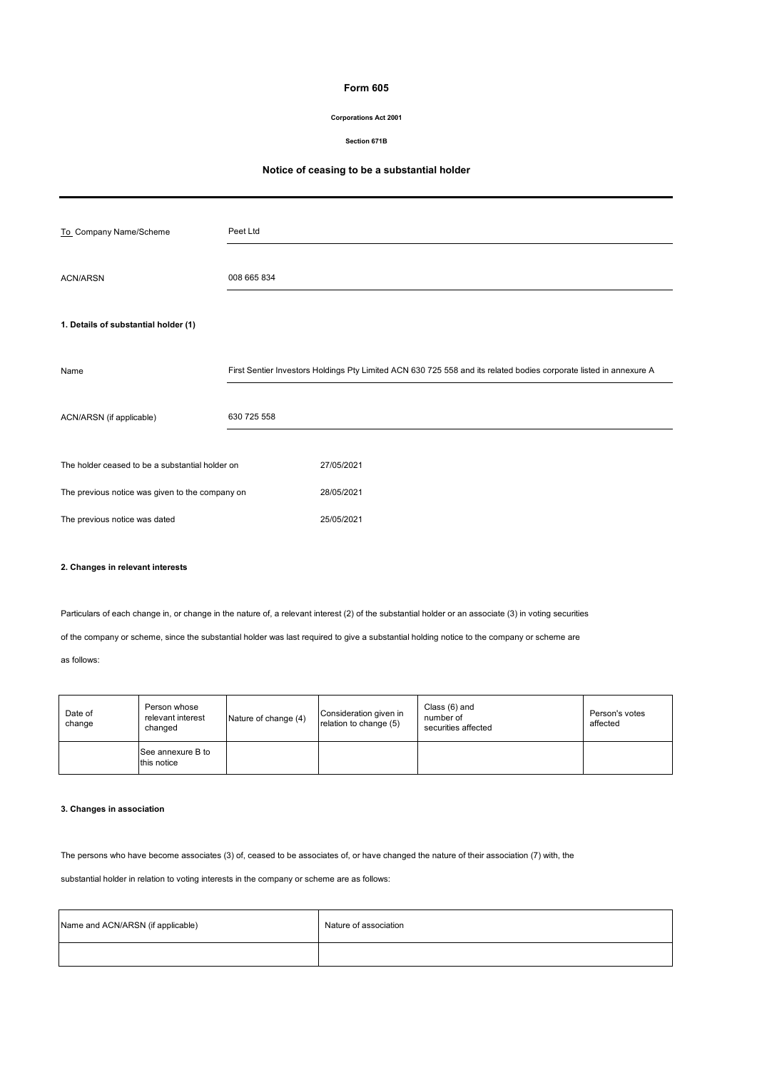# Form 605

**Corporations Act 2001**

**Section 671B**

## Notice of ceasing to be a substantial holder

| | |
|---|---|
| To Company Name/Scheme | Peet Ltd |
| ACN/ARSN | 008 665 834 |

**1. Details of substantial holder (1)**

| | |
|---|---|
| Name | First Sentier Investors Holdings Pty Limited ACN 630 725 558 and its related bodies corporate listed in annexure A |
| ACN/ARSN (if applicable) | 630 725 558 |

| | |
|---|---|
| The holder ceased to be a substantial holder on | 27/05/2021 |
| The previous notice was given to the company on | 28/05/2021 |
| The previous notice was dated | 25/05/2021 |

**2. Changes in relevant interests**

Particulars of each change in, or change in the nature of, a relevant interest (2) of the substantial holder or an associate (3) in voting securities of the company or scheme, since the substantial holder was last required to give a substantial holding notice to the company or scheme are as follows:

| Date of change | Person whose relevant interest changed | Nature of change (4) | Consideration given in relation to change (5) | Class (6) and number of securities affected | Person's votes affected |
|---|---|---|---|---|---|
| | See annexure B to this notice | | | | |

**3. Changes in association**

The persons who have become associates (3) of, ceased to be associates of, or have changed the nature of their association (7) with, the substantial holder in relation to voting interests in the company or scheme are as follows:

| Name and ACN/ARSN (if applicable) | Nature of association |
|---|---|
| | |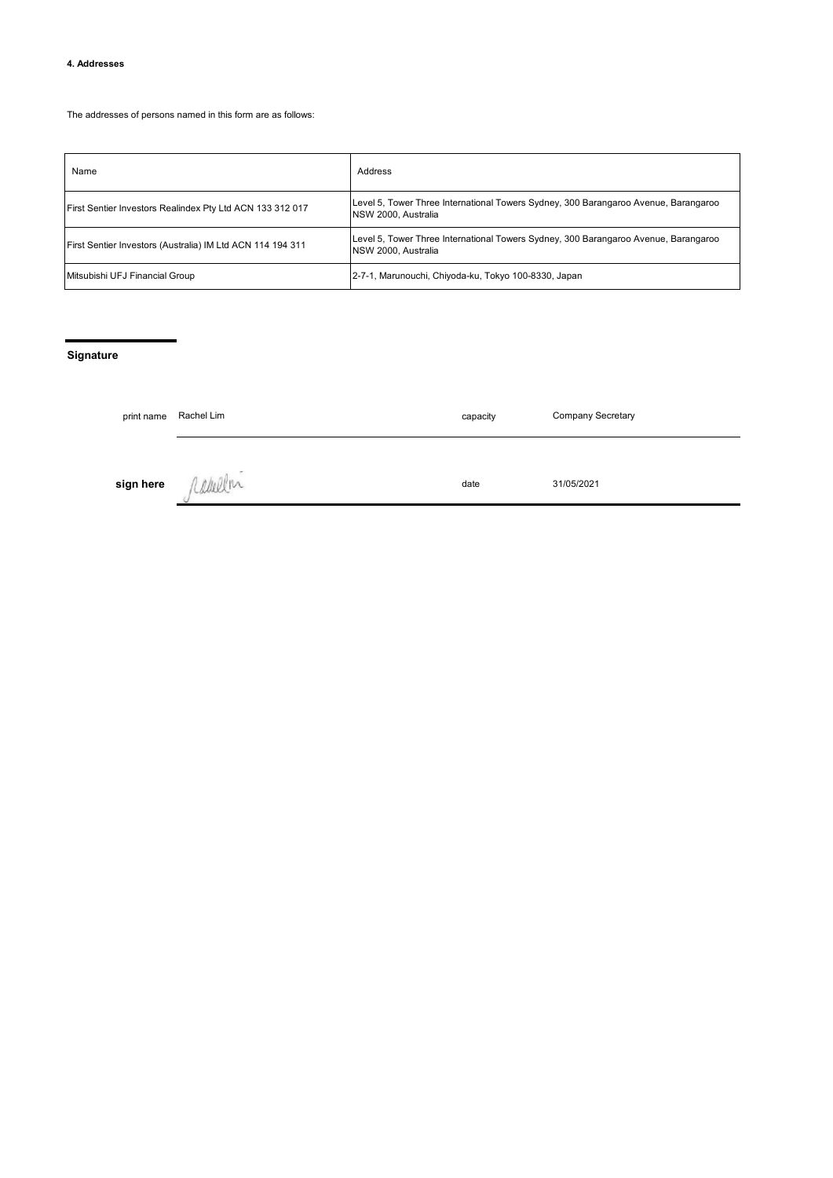#### 4. Addresses

The addresses of persons named in this form are as follows:

| Name | Address |
|---|---|
| First Sentier Investors Realindex Pty Ltd ACN 133 312 017 | Level 5, Tower Three International Towers Sydney, 300 Barangaroo Avenue, Barangaroo NSW 2000, Australia |
| First Sentier Investors (Australia) IM Ltd ACN 114 194 311 | Level 5, Tower Three International Towers Sydney, 300 Barangaroo Avenue, Barangaroo NSW 2000, Australia |
| Mitsubishi UFJ Financial Group | 2-7-1, Marunouchi, Chiyoda-ku, Tokyo 100-8330, Japan |

**Signature**

| | | | |
|---|---|---|---|
| print name | Rachel Lim | capacity | Company Secretary |
| **sign here** | | date | 31/05/2021 |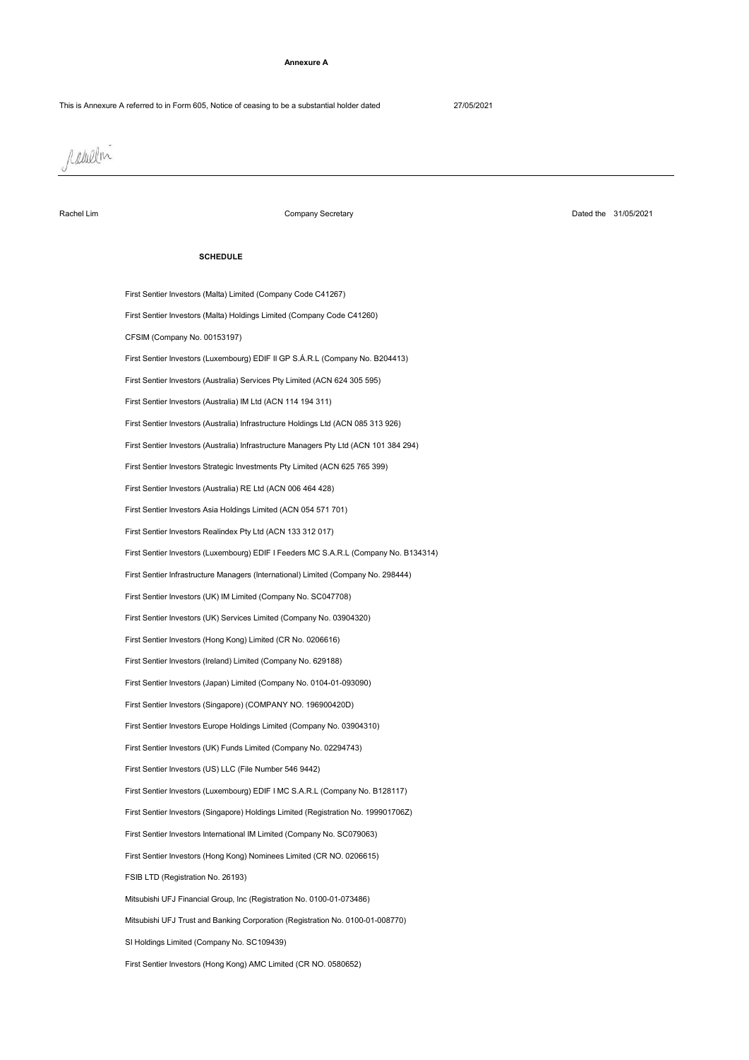**Annexure A**

This is Annexure A referred to in Form 605, Notice of ceasing to be a substantial holder dated 27/05/2021

Rachel Lim — Company Secretary — Dated the 31/05/2021

**SCHEDULE**

First Sentier Investors (Malta) Limited (Company Code C41267)

First Sentier Investors (Malta) Holdings Limited (Company Code C41260)

CFSIM (Company No. 00153197)

First Sentier Investors (Luxembourg) EDIF II GP S.Á.R.L (Company No. B204413)

First Sentier Investors (Australia) Services Pty Limited (ACN 624 305 595)

First Sentier Investors (Australia) IM Ltd (ACN 114 194 311)

First Sentier Investors (Australia) Infrastructure Holdings Ltd (ACN 085 313 926)

First Sentier Investors (Australia) Infrastructure Managers Pty Ltd (ACN 101 384 294)

First Sentier Investors Strategic Investments Pty Limited (ACN 625 765 399)

First Sentier Investors (Australia) RE Ltd (ACN 006 464 428)

First Sentier Investors Asia Holdings Limited (ACN 054 571 701)

First Sentier Investors Realindex Pty Ltd (ACN 133 312 017)

First Sentier Investors (Luxembourg) EDIF I Feeders MC S.A.R.L (Company No. B134314)

First Sentier Infrastructure Managers (International) Limited (Company No. 298444)

First Sentier Investors (UK) IM Limited (Company No. SC047708)

First Sentier Investors (UK) Services Limited (Company No. 03904320)

First Sentier Investors (Hong Kong) Limited (CR No. 0206616)

First Sentier Investors (Ireland) Limited (Company No. 629188)

First Sentier Investors (Japan) Limited (Company No. 0104-01-093090)

First Sentier Investors (Singapore) (COMPANY NO. 196900420D)

First Sentier Investors Europe Holdings Limited (Company No. 03904310)

First Sentier Investors (UK) Funds Limited (Company No. 02294743)

First Sentier Investors (US) LLC (File Number 546 9442)

First Sentier Investors (Luxembourg) EDIF I MC S.A.R.L (Company No. B128117)

First Sentier Investors (Singapore) Holdings Limited (Registration No. 199901706Z)

First Sentier Investors International IM Limited (Company No. SC079063)

First Sentier Investors (Hong Kong) Nominees Limited (CR NO. 0206615)

FSIB LTD (Registration No. 26193)

Mitsubishi UFJ Financial Group, Inc (Registration No. 0100-01-073486)

Mitsubishi UFJ Trust and Banking Corporation (Registration No. 0100-01-008770)

SI Holdings Limited (Company No. SC109439)

First Sentier Investors (Hong Kong) AMC Limited (CR NO. 0580652)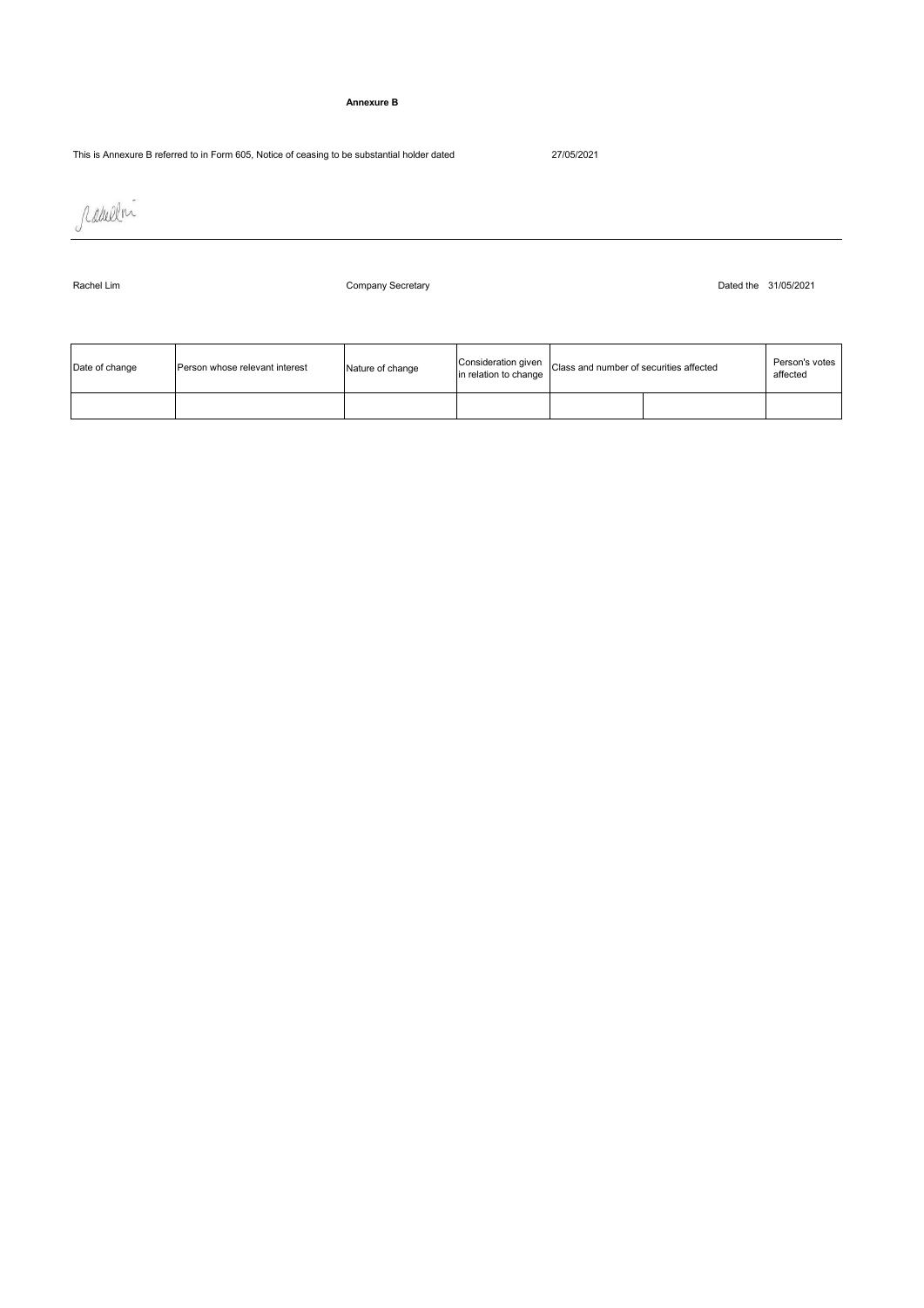**Annexure B**

This is Annexure B referred to in Form 605, Notice of ceasing to be substantial holder dated 27/05/2021

Rachel Lim | Company Secretary | Dated the 31/05/2021

| Date of change | Person whose relevant interest | Nature of change | Consideration given in relation to change | Class and number of securities affected | | Person's votes affected |
|---|---|---|---|---|---|---|
| | | | | | | |